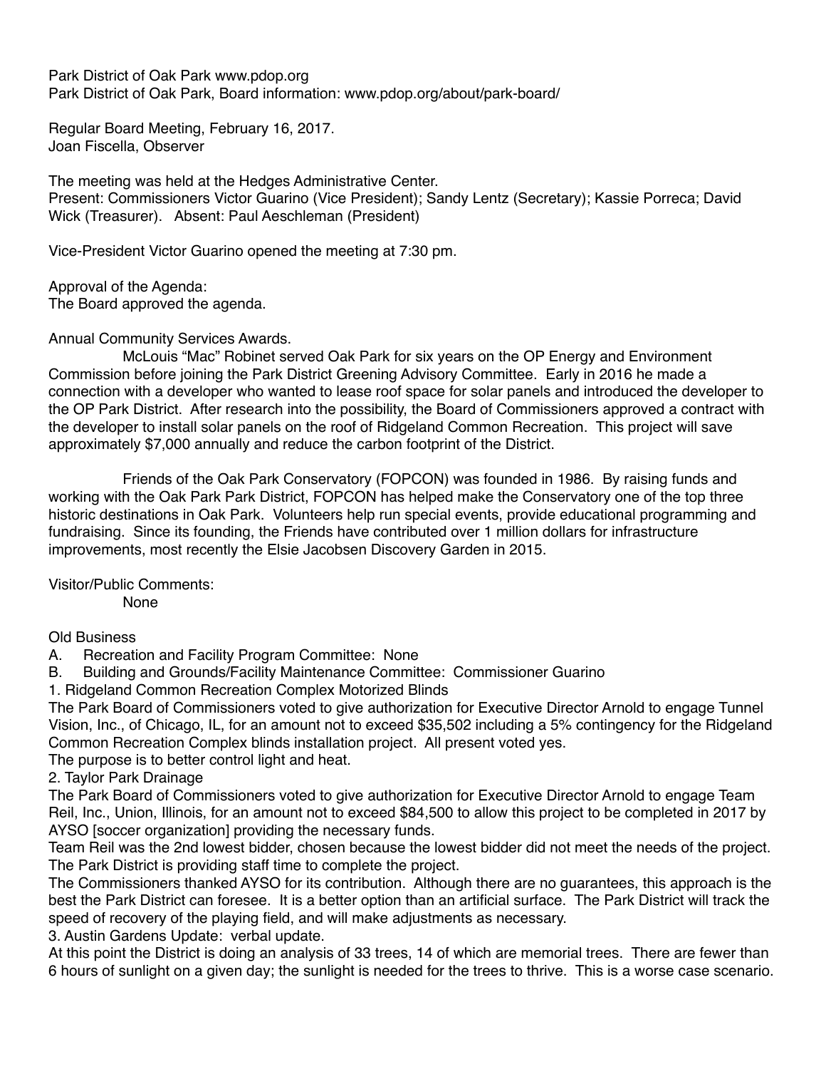Park District of Oak Park www.pdop.org
Park District of Oak Park, Board information: www.pdop.org/about/park-board/

Regular Board Meeting, February 16, 2017.
Joan Fiscella, Observer

The meeting was held at the Hedges Administrative Center.
Present: Commissioners Victor Guarino (Vice President); Sandy Lentz (Secretary); Kassie Porreca; David Wick (Treasurer). Absent: Paul Aeschleman (President)

Vice-President Victor Guarino opened the meeting at 7:30 pm.

Approval of the Agenda:
The Board approved the agenda.

Annual Community Services Awards.

McLouis "Mac" Robinet served Oak Park for six years on the OP Energy and Environment Commission before joining the Park District Greening Advisory Committee. Early in 2016 he made a connection with a developer who wanted to lease roof space for solar panels and introduced the developer to the OP Park District. After research into the possibility, the Board of Commissioners approved a contract with the developer to install solar panels on the roof of Ridgeland Common Recreation. This project will save approximately $7,000 annually and reduce the carbon footprint of the District.

Friends of the Oak Park Conservatory (FOPCON) was founded in 1986. By raising funds and working with the Oak Park Park District, FOPCON has helped make the Conservatory one of the top three historic destinations in Oak Park. Volunteers help run special events, provide educational programming and fundraising. Since its founding, the Friends have contributed over 1 million dollars for infrastructure improvements, most recently the Elsie Jacobsen Discovery Garden in 2015.

Visitor/Public Comments:

None

Old Business

A. Recreation and Facility Program Committee: None

B. Building and Grounds/Facility Maintenance Committee: Commissioner Guarino

1. Ridgeland Common Recreation Complex Motorized Blinds

The Park Board of Commissioners voted to give authorization for Executive Director Arnold to engage Tunnel Vision, Inc., of Chicago, IL, for an amount not to exceed $35,502 including a 5% contingency for the Ridgeland Common Recreation Complex blinds installation project. All present voted yes.
The purpose is to better control light and heat.

2. Taylor Park Drainage

The Park Board of Commissioners voted to give authorization for Executive Director Arnold to engage Team Reil, Inc., Union, Illinois, for an amount not to exceed $84,500 to allow this project to be completed in 2017 by AYSO [soccer organization] providing the necessary funds.
Team Reil was the 2nd lowest bidder, chosen because the lowest bidder did not meet the needs of the project. The Park District is providing staff time to complete the project.
The Commissioners thanked AYSO for its contribution. Although there are no guarantees, this approach is the best the Park District can foresee. It is a better option than an artificial surface. The Park District will track the speed of recovery of the playing field, and will make adjustments as necessary.

3. Austin Gardens Update: verbal update.

At this point the District is doing an analysis of 33 trees, 14 of which are memorial trees. There are fewer than 6 hours of sunlight on a given day; the sunlight is needed for the trees to thrive. This is a worse case scenario.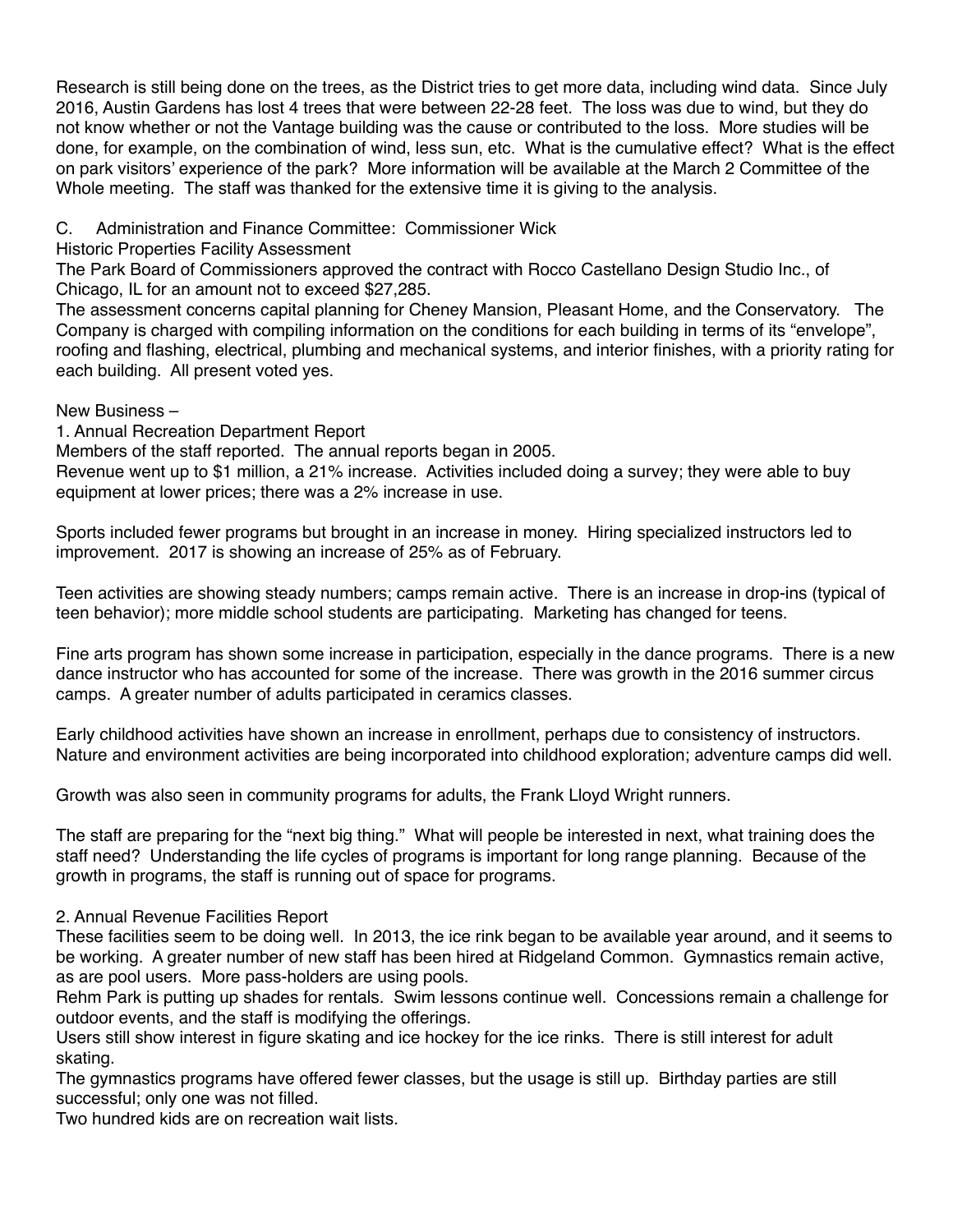Research is still being done on the trees, as the District tries to get more data, including wind data. Since July 2016, Austin Gardens has lost 4 trees that were between 22-28 feet. The loss was due to wind, but they do not know whether or not the Vantage building was the cause or contributed to the loss. More studies will be done, for example, on the combination of wind, less sun, etc. What is the cumulative effect? What is the effect on park visitors' experience of the park? More information will be available at the March 2 Committee of the Whole meeting. The staff was thanked for the extensive time it is giving to the analysis.

C. Administration and Finance Committee: Commissioner Wick

Historic Properties Facility Assessment

The Park Board of Commissioners approved the contract with Rocco Castellano Design Studio Inc., of Chicago, IL for an amount not to exceed $27,285.

The assessment concerns capital planning for Cheney Mansion, Pleasant Home, and the Conservatory. The Company is charged with compiling information on the conditions for each building in terms of its "envelope", roofing and flashing, electrical, plumbing and mechanical systems, and interior finishes, with a priority rating for each building. All present voted yes.

New Business –

1. Annual Recreation Department Report

Members of the staff reported. The annual reports began in 2005.

Revenue went up to $1 million, a 21% increase. Activities included doing a survey; they were able to buy equipment at lower prices; there was a 2% increase in use.

Sports included fewer programs but brought in an increase in money. Hiring specialized instructors led to improvement. 2017 is showing an increase of 25% as of February.

Teen activities are showing steady numbers; camps remain active. There is an increase in drop-ins (typical of teen behavior); more middle school students are participating. Marketing has changed for teens.

Fine arts program has shown some increase in participation, especially in the dance programs. There is a new dance instructor who has accounted for some of the increase. There was growth in the 2016 summer circus camps. A greater number of adults participated in ceramics classes.

Early childhood activities have shown an increase in enrollment, perhaps due to consistency of instructors. Nature and environment activities are being incorporated into childhood exploration; adventure camps did well.

Growth was also seen in community programs for adults, the Frank Lloyd Wright runners.

The staff are preparing for the "next big thing." What will people be interested in next, what training does the staff need? Understanding the life cycles of programs is important for long range planning. Because of the growth in programs, the staff is running out of space for programs.

2. Annual Revenue Facilities Report

These facilities seem to be doing well. In 2013, the ice rink began to be available year around, and it seems to be working. A greater number of new staff has been hired at Ridgeland Common. Gymnastics remain active, as are pool users. More pass-holders are using pools.

Rehm Park is putting up shades for rentals. Swim lessons continue well. Concessions remain a challenge for outdoor events, and the staff is modifying the offerings.

Users still show interest in figure skating and ice hockey for the ice rinks. There is still interest for adult skating.

The gymnastics programs have offered fewer classes, but the usage is still up. Birthday parties are still successful; only one was not filled.

Two hundred kids are on recreation wait lists.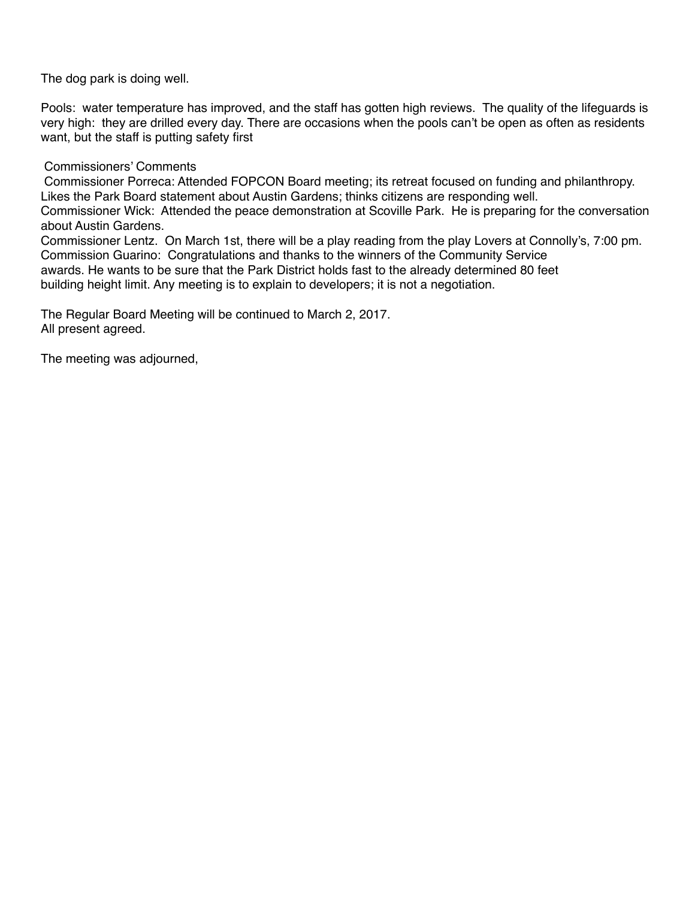The dog park is doing well.

Pools: water temperature has improved, and the staff has gotten high reviews. The quality of the lifeguards is very high: they are drilled every day. There are occasions when the pools can't be open as often as residents want, but the staff is putting safety first

Commissioners' Comments

Commissioner Porreca: Attended FOPCON Board meeting; its retreat focused on funding and philanthropy. Likes the Park Board statement about Austin Gardens; thinks citizens are responding well.

Commissioner Wick: Attended the peace demonstration at Scoville Park. He is preparing for the conversation about Austin Gardens.

Commissioner Lentz. On March 1st, there will be a play reading from the play Lovers at Connolly's, 7:00 pm.

Commission Guarino: Congratulations and thanks to the winners of the Community Service awards. He wants to be sure that the Park District holds fast to the already determined 80 feet building height limit. Any meeting is to explain to developers; it is not a negotiation.

The Regular Board Meeting will be continued to March 2, 2017.
All present agreed.

The meeting was adjourned,